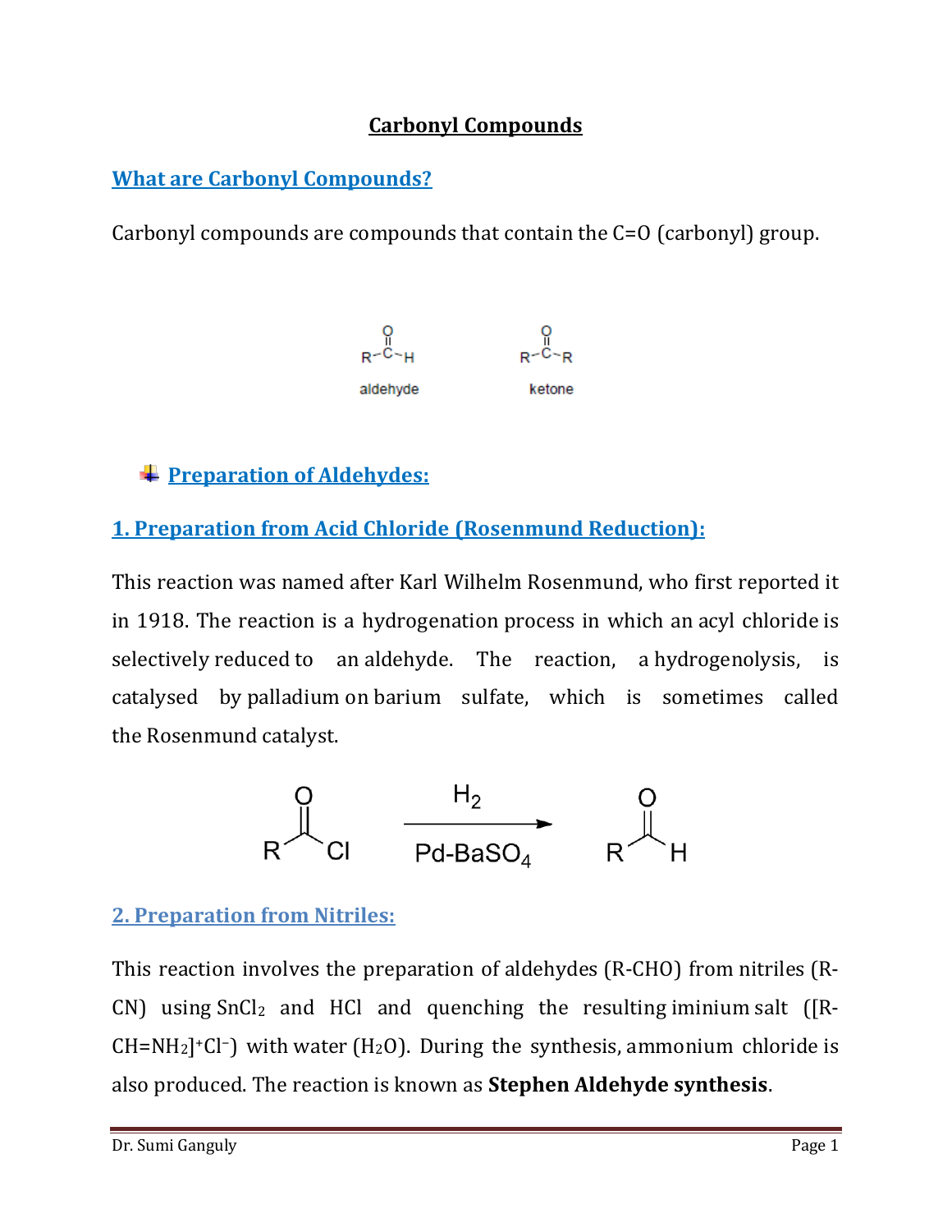# Carbonyl Compounds

## What are Carbonyl Compounds?

Carbonyl compounds are compounds that contain the C=O (carbonyl) group.

$$\underset{\text{aldehyde}}{R-\overset{\overset{O}{\|}}{C}-H} \qquad \underset{\text{ketone}}{R-\overset{\overset{O}{\|}}{C}-R}$$

## Preparation of Aldehydes:

### 1. Preparation from Acid Chloride (Rosenmund Reduction):

This reaction was named after Karl Wilhelm Rosenmund, who first reported it in 1918. The reaction is a hydrogenation process in which an acyl chloride is selectively reduced to an aldehyde. The reaction, a hydrogenolysis, is catalysed by palladium on barium sulfate, which is sometimes called the Rosenmund catalyst.

$$RCOCl \xrightarrow[Pd\text{-}BaSO_4]{H_2} RCHO$$

### 2. Preparation from Nitriles:

This reaction involves the preparation of aldehydes (R-CHO) from nitriles (R-CN) using $SnCl_2$ and HCl and quenching the resulting iminium salt ($[R\text{-}CH{=}NH_2]^+Cl^-$) with water ($H_2O$). During the synthesis, ammonium chloride is also produced. The reaction is known as **Stephen Aldehyde synthesis**.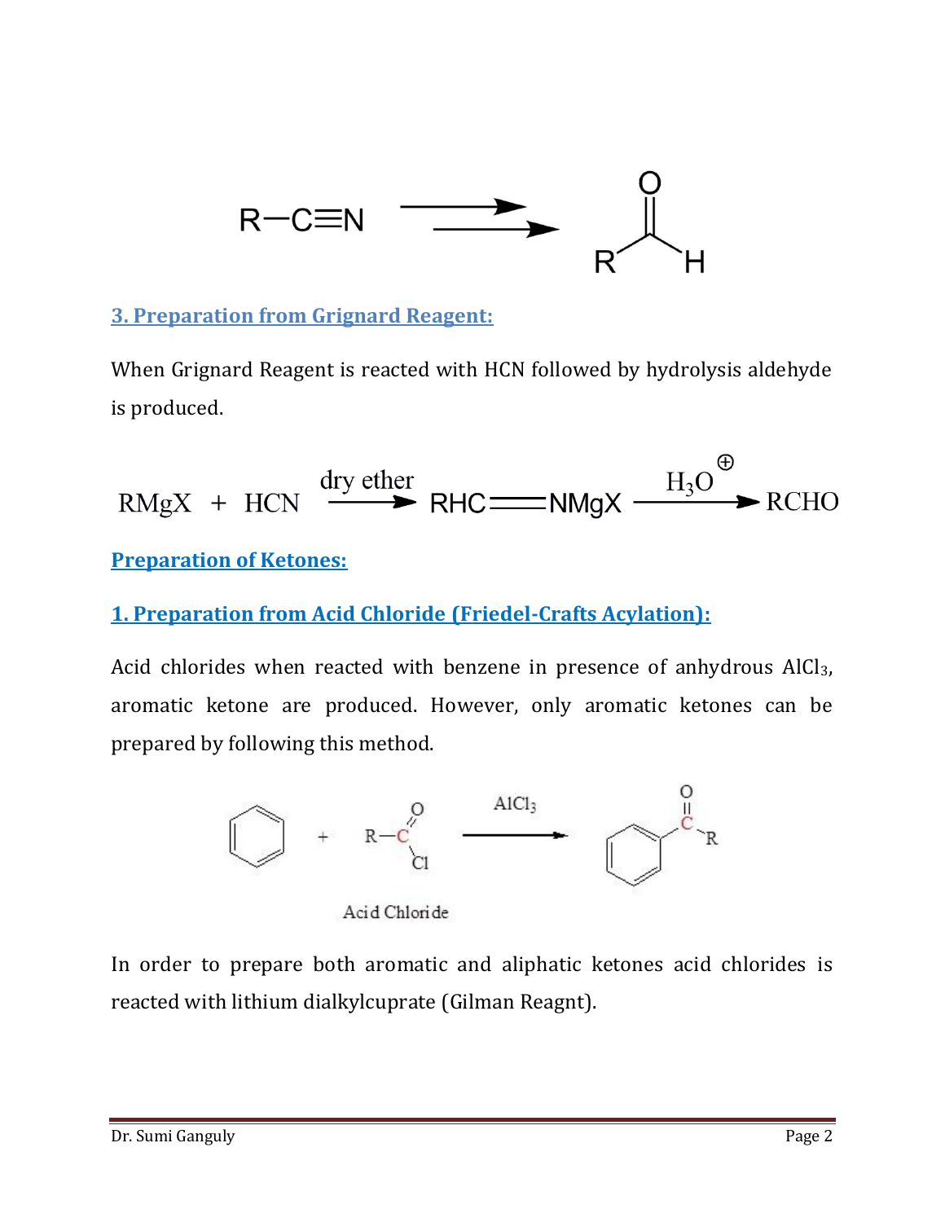$$R-C\equiv N \longrightarrow RCHO$$

### 3. Preparation from Grignard Reagent:

When Grignard Reagent is reacted with HCN followed by hydrolysis aldehyde is produced.

$$RMgX + HCN \xrightarrow{\text{dry ether}} RHC=NMgX \xrightarrow{H_3O^{\oplus}} RCHO$$

## Preparation of Ketones:

### 1. Preparation from Acid Chloride (Friedel-Crafts Acylation):

Acid chlorides when reacted with benzene in presence of anhydrous $AlCl_3$, aromatic ketone are produced. However, only aromatic ketones can be prepared by following this method.

$$C_6H_6 + R-COCl \xrightarrow{AlCl_3} C_6H_5-CO-R$$

Acid Chloride

In order to prepare both aromatic and aliphatic ketones acid chlorides is reacted with lithium dialkylcuprate (Gilman Reagnt).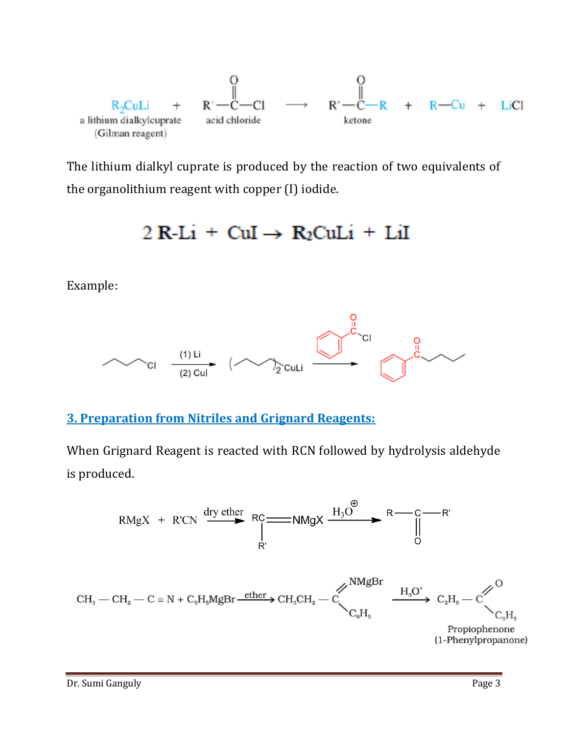$$R_2CuLi + R'-\overset{O}{\overset{\|}{C}}-Cl \longrightarrow R'-\overset{O}{\overset{\|}{C}}-R + R-Cu + LiCl$$

a lithium dialkylcuprate (Gilman reagent) + acid chloride → ketone

The lithium dialkyl cuprate is produced by the reaction of two equivalents of the organolithium reagent with copper (I) iodide.

$$2\,R\text{-}Li + CuI \rightarrow R_2CuLi + LiI$$

Example:

$$\text{1-chlorobutane} \xrightarrow[(2)\ CuI]{(1)\ Li} (C_4H_9)_2CuLi \xrightarrow{C_6H_5COCl} C_6H_5COCH_2CH_2CH_2CH_3$$

### 3. Preparation from Nitriles and Grignard Reagents:

When Grignard Reagent is reacted with RCN followed by hydrolysis aldehyde is produced.

$$RMgX + R'CN \xrightarrow{\text{dry ether}} R(R')C{=}NMgX \xrightarrow{H_3O^{\oplus}} R-\overset{\|}{\underset{O}{C}}-R'$$

$$CH_3-CH_2-C\equiv N + C_6H_5MgBr \xrightarrow{\text{ether}} CH_3CH_2-C(=NMgBr)(C_6H_5) \xrightarrow{H_3O^+} C_2H_5-C(=O)-C_6H_5$$

Propiophenone (1-Phenylpropanone)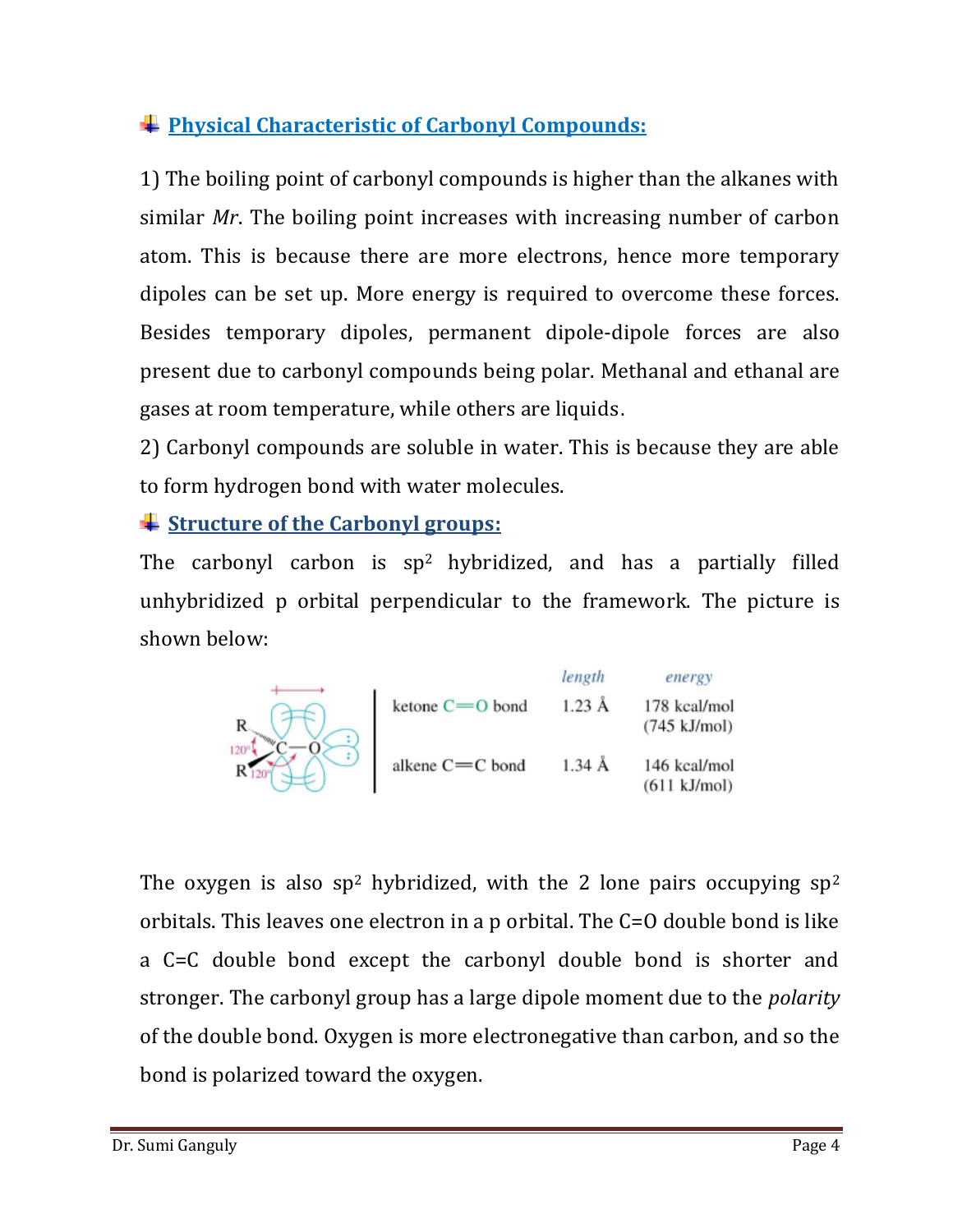## Physical Characteristic of Carbonyl Compounds:

1) The boiling point of carbonyl compounds is higher than the alkanes with similar *Mr*. The boiling point increases with increasing number of carbon atom. This is because there are more electrons, hence more temporary dipoles can be set up. More energy is required to overcome these forces. Besides temporary dipoles, permanent dipole-dipole forces are also present due to carbonyl compounds being polar. Methanal and ethanal are gases at room temperature, while others are liquids.

2) Carbonyl compounds are soluble in water. This is because they are able to form hydrogen bond with water molecules.

## Structure of the Carbonyl groups:

The carbonyl carbon is $sp^2$ hybridized, and has a partially filled unhybridized p orbital perpendicular to the framework. The picture is shown below:

| | *length* | *energy* |
|---|---|---|
| ketone C=O bond | 1.23 Å | 178 kcal/mol (745 kJ/mol) |
| alkene C=C bond | 1.34 Å | 146 kcal/mol (611 kJ/mol) |

The oxygen is also $sp^2$ hybridized, with the 2 lone pairs occupying $sp^2$ orbitals. This leaves one electron in a p orbital. The C=O double bond is like a C=C double bond except the carbonyl double bond is shorter and stronger. The carbonyl group has a large dipole moment due to the *polarity* of the double bond. Oxygen is more electronegative than carbon, and so the bond is polarized toward the oxygen.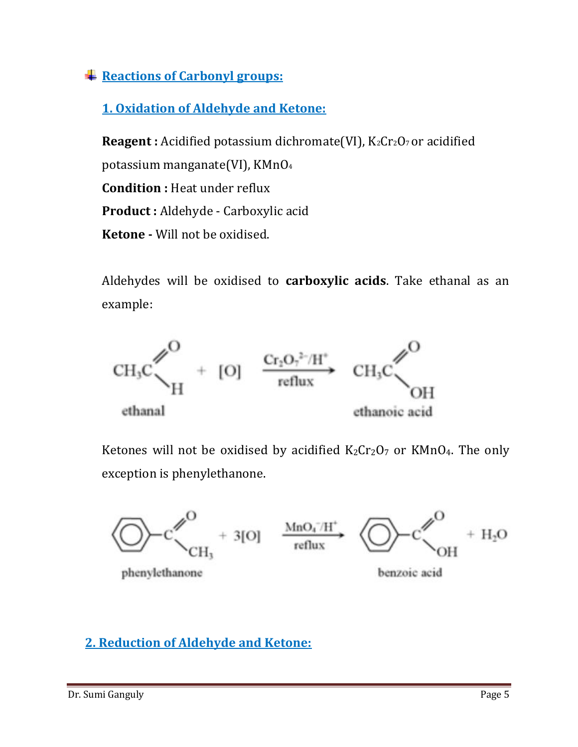## Reactions of Carbonyl groups:

### 1. Oxidation of Aldehyde and Ketone:

**Reagent :** Acidified potassium dichromate(VI), $K_2Cr_2O_7$ or acidified potassium manganate(VI), $KMnO_4$

**Condition :** Heat under reflux

**Product :** Aldehyde - Carboxylic acid

**Ketone -** Will not be oxidised.

Aldehydes will be oxidised to **carboxylic acids**. Take ethanal as an example:

$$CH_3CHO + [O] \xrightarrow[\text{reflux}]{Cr_2O_7^{2-}/H^+} CH_3COOH$$

ethanal → ethanoic acid

Ketones will not be oxidised by acidified $K_2Cr_2O_7$ or $KMnO_4$. The only exception is phenylethanone.

$$C_6H_5COCH_3 + 3[O] \xrightarrow[\text{reflux}]{MnO_4^-/H^+} C_6H_5COOH + H_2O$$

phenylethanone → benzoic acid

### 2. Reduction of Aldehyde and Ketone: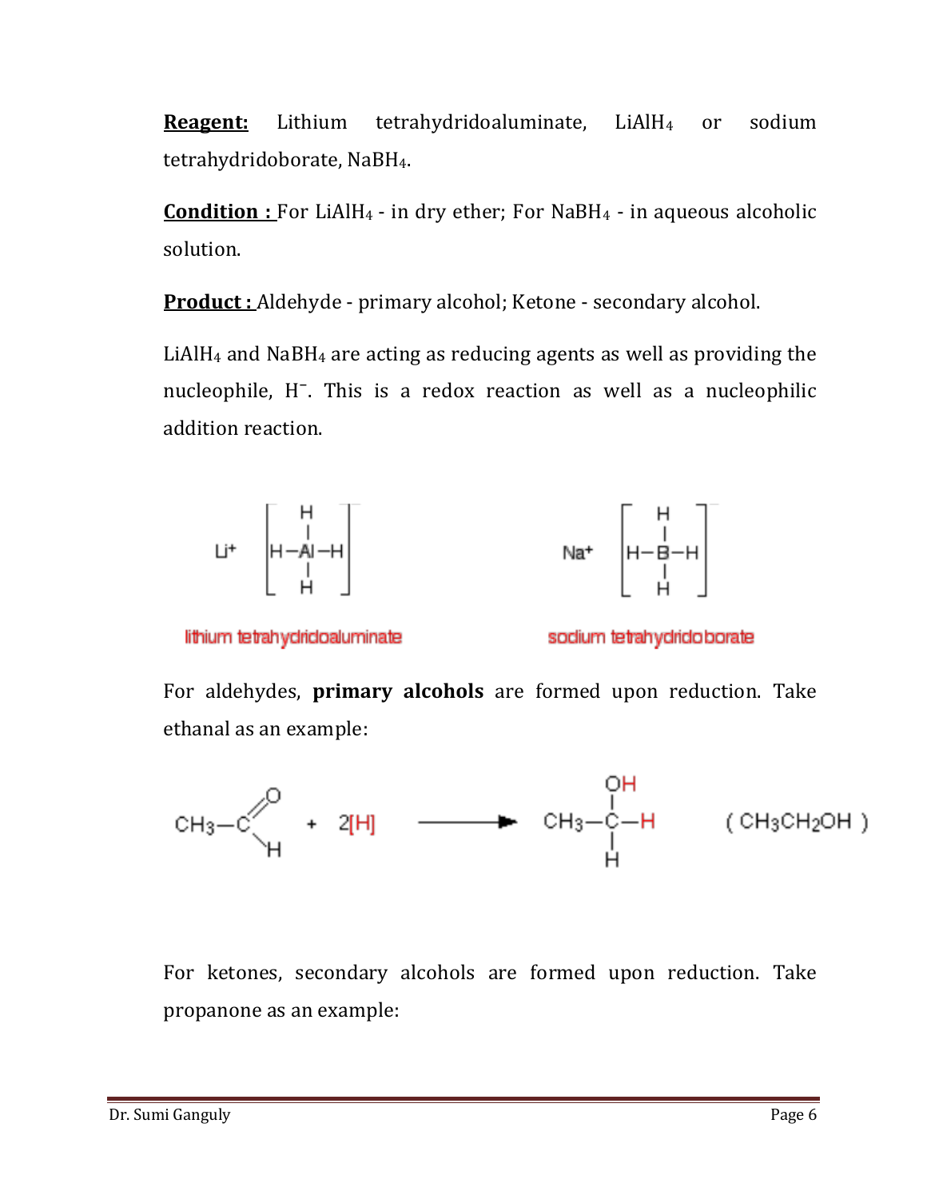**Reagent:** Lithium tetrahydridoaluminate, $LiAlH_4$ or sodium tetrahydridoborate, $NaBH_4$.

**Condition :** For $LiAlH_4$ - in dry ether; For $NaBH_4$ - in aqueous alcoholic solution.

**Product :** Aldehyde - primary alcohol; Ketone - secondary alcohol.

$LiAlH_4$ and $NaBH_4$ are acting as reducing agents as well as providing the nucleophile, $H^-$. This is a redox reaction as well as a nucleophilic addition reaction.

$$Li^+ \left[ \begin{array}{c} H \\ | \\ H-Al-H \\ | \\ H \end{array} \right] \qquad\qquad Na^+ \left[ \begin{array}{c} H \\ | \\ H-B-H \\ | \\ H \end{array} \right]$$

lithium tetrahydridoaluminate — sodium tetrahydridoborate

For aldehydes, **primary alcohols** are formed upon reduction. Take ethanal as an example:

$$CH_3-C(=O)H \; + \; 2[H] \longrightarrow CH_3-C(OH)(H)-H \qquad (CH_3CH_2OH)$$

For ketones, secondary alcohols are formed upon reduction. Take propanone as an example: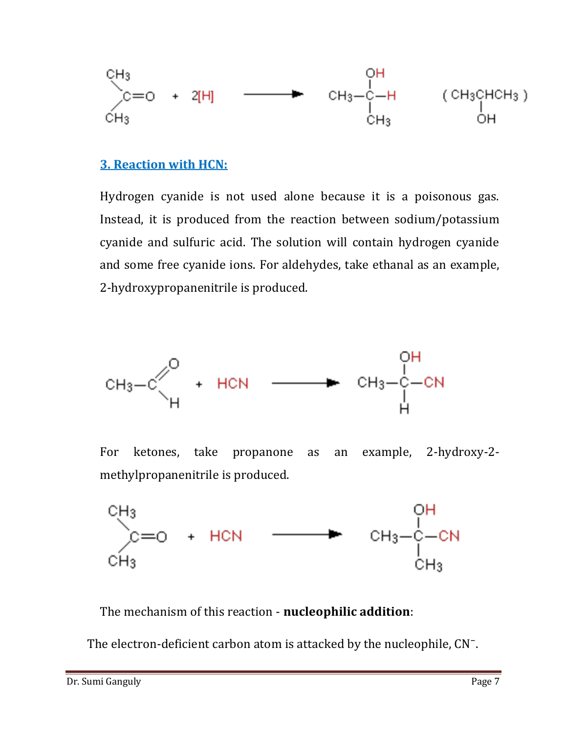$$(CH_3)_2C{=}O + 2[H] \longrightarrow CH_3{-}CH(OH){-}CH_3 \quad (CH_3CH(OH)CH_3)$$

### 3. Reaction with HCN:

Hydrogen cyanide is not used alone because it is a poisonous gas. Instead, it is produced from the reaction between sodium/potassium cyanide and sulfuric acid. The solution will contain hydrogen cyanide and some free cyanide ions. For aldehydes, take ethanal as an example, 2-hydroxypropanenitrile is produced.

$$CH_3CHO + HCN \longrightarrow CH_3{-}CH(OH){-}CN$$

For ketones, take propanone as an example, 2-hydroxy-2-methylpropanenitrile is produced.

$$(CH_3)_2C{=}O + HCN \longrightarrow CH_3{-}C(OH)(CH_3){-}CN$$

The mechanism of this reaction - **nucleophilic addition**:

The electron-deficient carbon atom is attacked by the nucleophile, $CN^-$.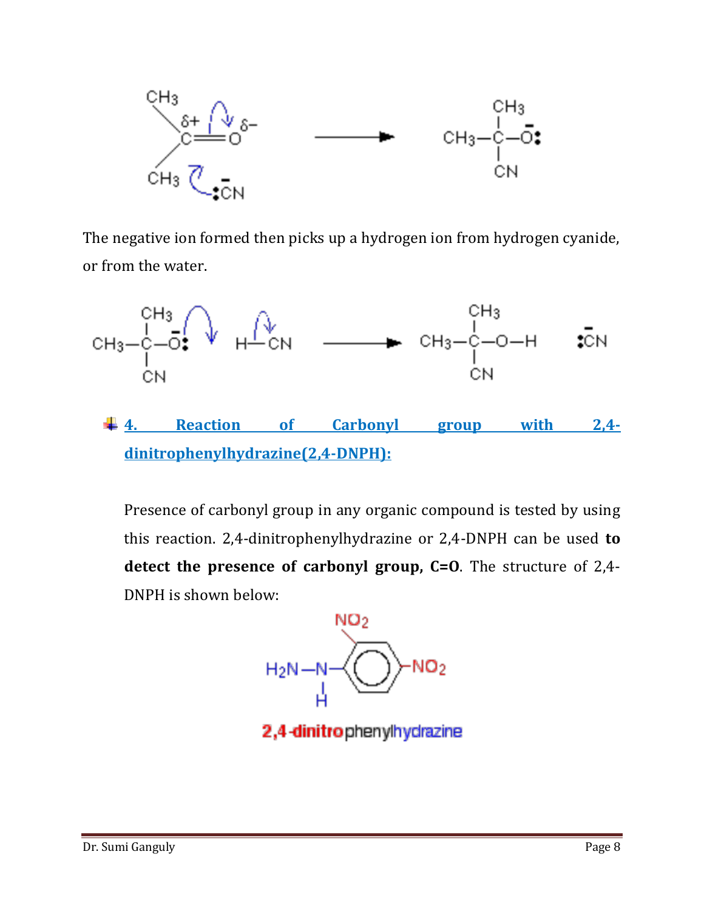The negative ion formed then picks up a hydrogen ion from hydrogen cyanide, or from the water.

## 4. Reaction of Carbonyl group with 2,4-dinitrophenylhydrazine(2,4-DNPH):

Presence of carbonyl group in any organic compound is tested by using this reaction. 2,4-dinitrophenylhydrazine or 2,4-DNPH can be used **to detect the presence of carbonyl group, C=O**. The structure of 2,4-DNPH is shown below:

2,4-dinitrophenylhydrazine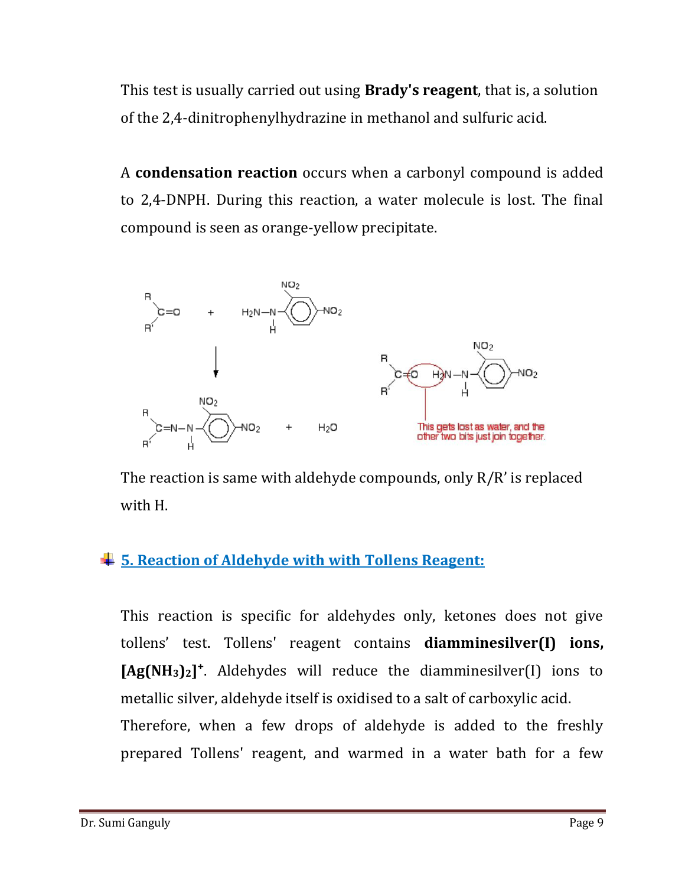This test is usually carried out using **Brady's reagent**, that is, a solution of the 2,4-dinitrophenylhydrazine in methanol and sulfuric acid.

A **condensation reaction** occurs when a carbonyl compound is added to 2,4-DNPH. During this reaction, a water molecule is lost. The final compound is seen as orange-yellow precipitate.

This gets lost as water, and the other two bits just join together.

The reaction is same with aldehyde compounds, only R/R' is replaced with H.

## 5. Reaction of Aldehyde with with Tollens Reagent:

This reaction is specific for aldehydes only, ketones does not give tollens' test. Tollens' reagent contains **diamminesilver(I) ions, $[Ag(NH_3)_2]^+$**. Aldehydes will reduce the diamminesilver(I) ions to metallic silver, aldehyde itself is oxidised to a salt of carboxylic acid.

Therefore, when a few drops of aldehyde is added to the freshly prepared Tollens' reagent, and warmed in a water bath for a few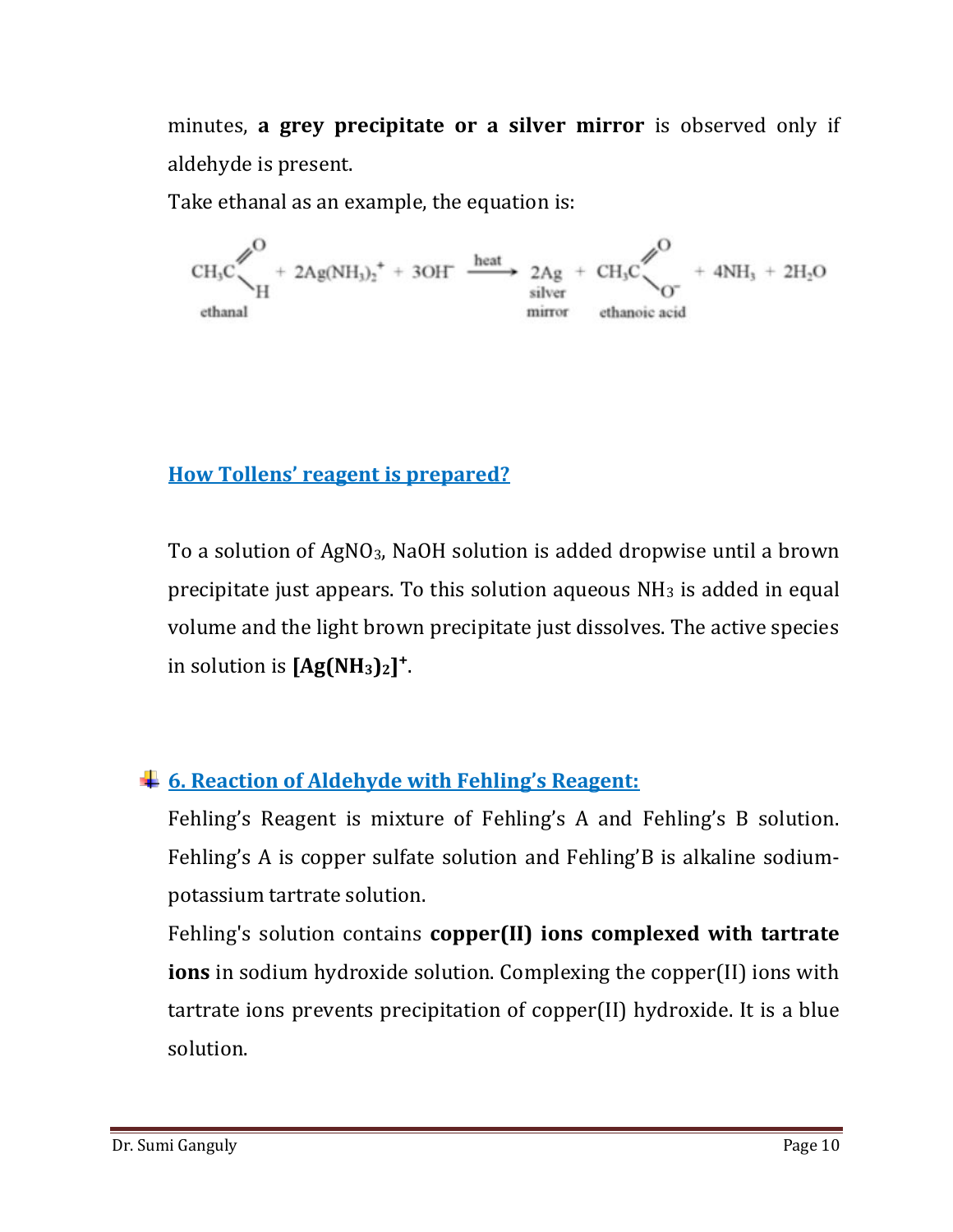minutes, **a grey precipitate or a silver mirror** is observed only if aldehyde is present.

Take ethanal as an example, the equation is:

$$\underset{\text{ethanal}}{CH_3CHO} + 2Ag(NH_3)_2^+ + 3OH^- \xrightarrow{\text{heat}} \underset{\text{silver mirror}}{2Ag} + \underset{\text{ethanoic acid}}{CH_3COO^-} + 4NH_3 + 2H_2O$$

## How Tollens' reagent is prepared?

To a solution of $AgNO_3$, NaOH solution is added dropwise until a brown precipitate just appears. To this solution aqueous $NH_3$ is added in equal volume and the light brown precipitate just dissolves. The active species in solution is $\mathbf{[Ag(NH_3)_2]^+}$.

## 6. Reaction of Aldehyde with Fehling's Reagent:

Fehling's Reagent is mixture of Fehling's A and Fehling's B solution. Fehling's A is copper sulfate solution and Fehling'B is alkaline sodium-potassium tartrate solution.

Fehling's solution contains **copper(II) ions complexed with tartrate ions** in sodium hydroxide solution. Complexing the copper(II) ions with tartrate ions prevents precipitation of copper(II) hydroxide. It is a blue solution.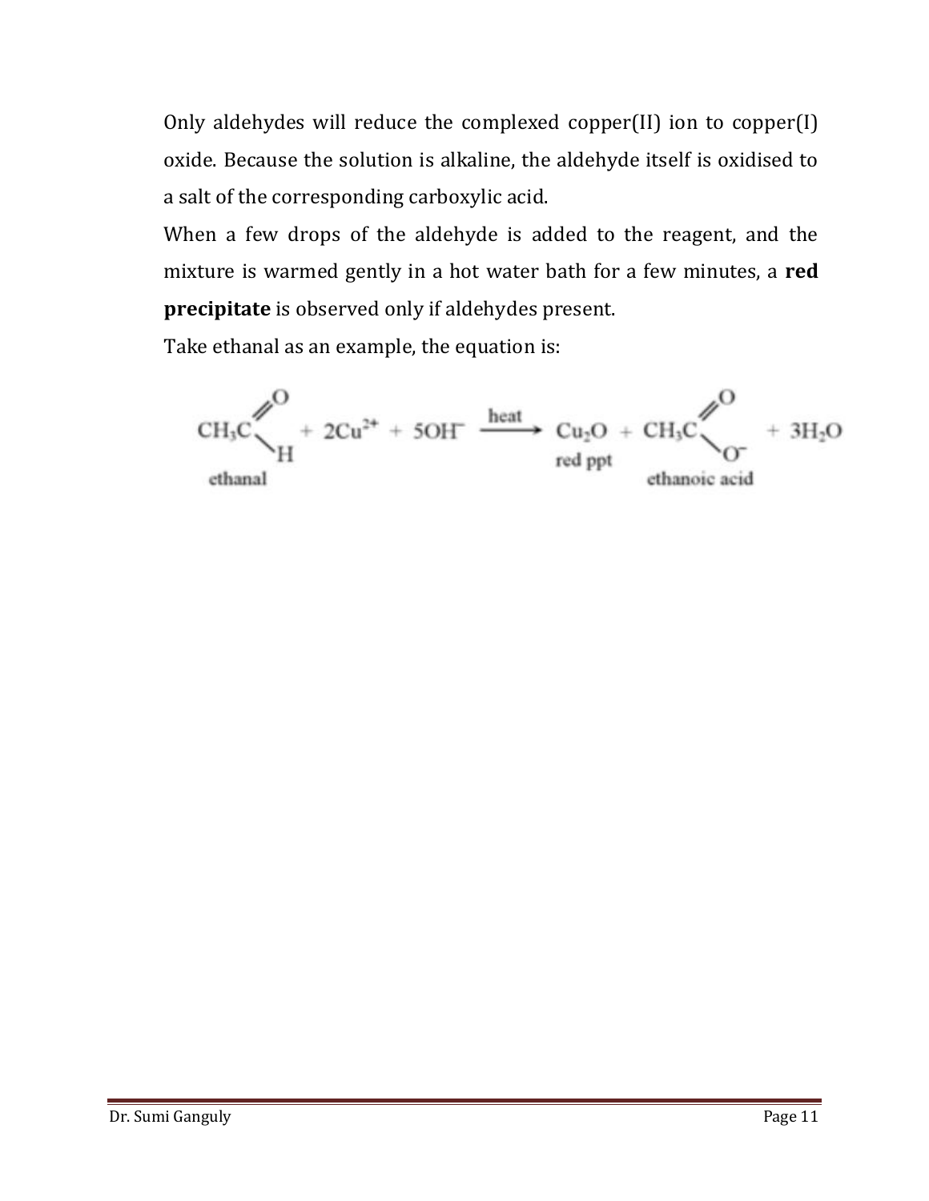Only aldehydes will reduce the complexed copper(II) ion to copper(I) oxide. Because the solution is alkaline, the aldehyde itself is oxidised to a salt of the corresponding carboxylic acid.

When a few drops of the aldehyde is added to the reagent, and the mixture is warmed gently in a hot water bath for a few minutes, a **red precipitate** is observed only if aldehydes present.

Take ethanal as an example, the equation is:

$$\underset{\text{ethanal}}{CH_3CHO} + 2Cu^{2+} + 5OH^- \xrightarrow{\text{heat}} \underset{\text{red ppt}}{Cu_2O} + \underset{\text{ethanoic acid}}{CH_3COO^-} + 3H_2O$$